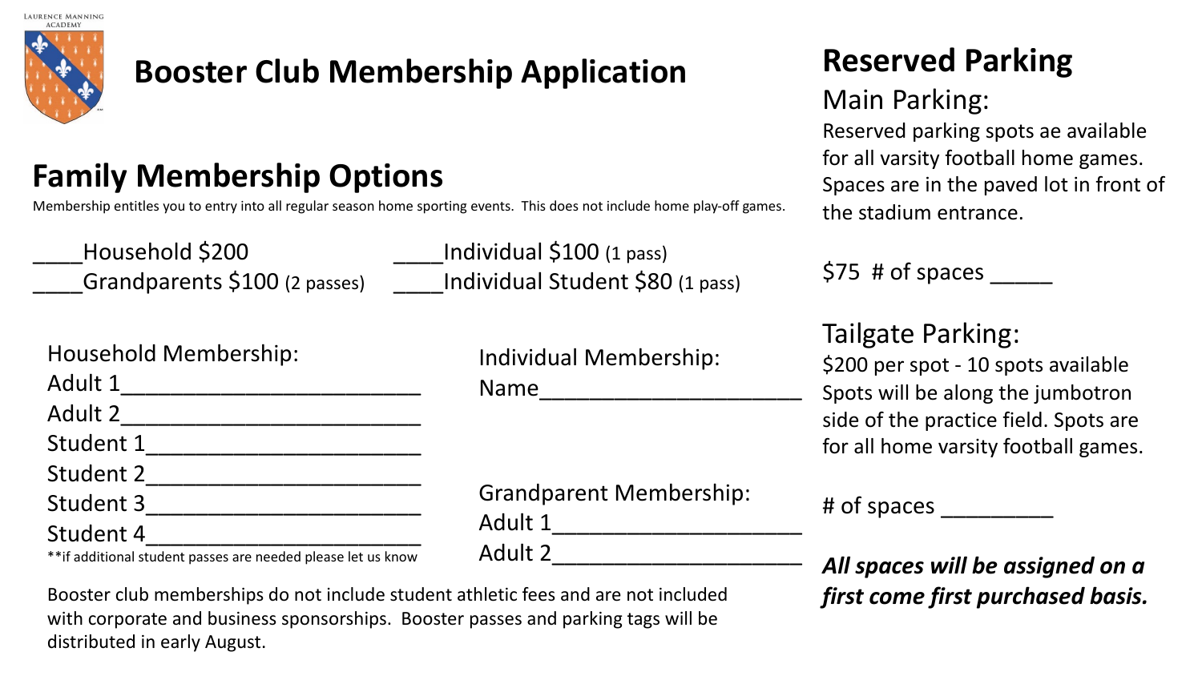LAURENCE MANNING ACADEMY

# Booster Club Membership Application

## Family Membership Options

Membership entitles you to entry into all regular season home sporting events. This does not include home play-off games.

____Household $200

____Grandparents $100 (2 passes)

____Individual $100 (1 pass)

____Individual Student $80 (1 pass)

Household Membership:

Adult 1________________________

Adult 2________________________

Student 1______________________

Student 2______________________

Student 3______________________

Student 4______________________

**if additional student passes are needed please let us know

Individual Membership:

Name_____________________

Grandparent Membership:

Adult 1____________________

Adult 2____________________

Booster club memberships do not include student athletic fees and are not included with corporate and business sponsorships. Booster passes and parking tags will be distributed in early August.

## Reserved Parking

### Main Parking:

Reserved parking spots ae available for all varsity football home games. Spaces are in the paved lot in front of the stadium entrance.

$75 # of spaces _____

### Tailgate Parking:

$200 per spot - 10 spots available

Spots will be along the jumbotron side of the practice field. Spots are for all home varsity football games.

# of spaces _________

***All spaces will be assigned on a first come first purchased basis.***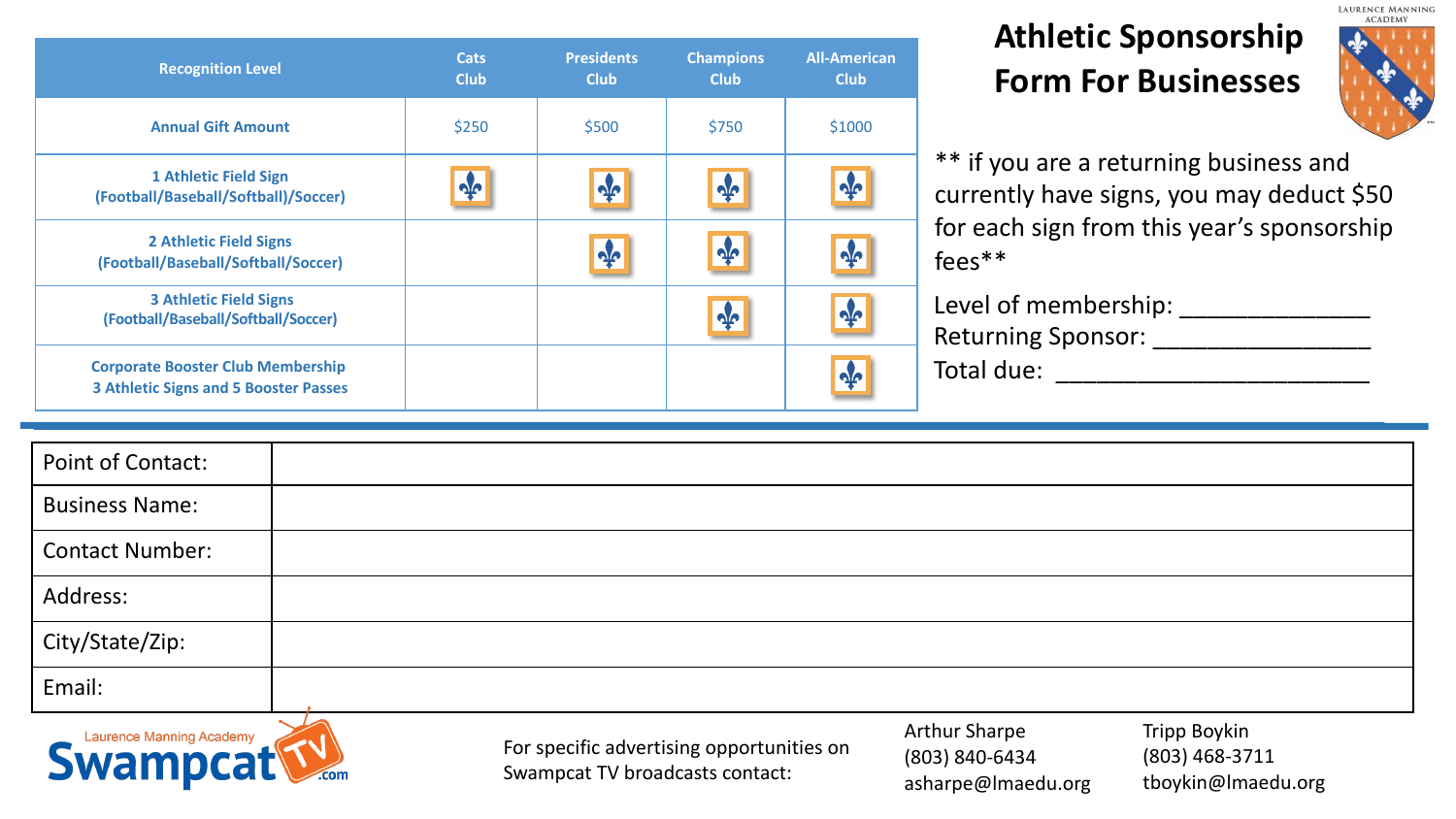# Athletic Sponsorship Form For Businesses

| Recognition Level | Cats Club | Presidents Club | Champions Club | All-American Club |
|---|---|---|---|---|
| Annual Gift Amount | $250 | $500 | $750 | $1000 |
| 1 Athletic Field Sign (Football/Baseball/Softball)/Soccer) | ⚜ | ⚜ | ⚜ | ⚜ |
| 2 Athletic Field Signs (Football/Baseball/Softball/Soccer) | | ⚜ | ⚜ | ⚜ |
| 3 Athletic Field Signs (Football/Baseball/Softball/Soccer) | | | ⚜ | ⚜ |
| Corporate Booster Club Membership 3 Athletic Signs and 5 Booster Passes | | | | ⚜ |

** if you are a returning business and currently have signs, you may deduct $50 for each sign from this year's sponsorship fees**

Level of membership: _______________

Returning Sponsor: _________________

Total due: __________________________

| | |
|---|---|
| Point of Contact: | |
| Business Name: | |
| Contact Number: | |
| Address: | |
| City/State/Zip: | |
| Email: | |

Laurence Manning Academy Swampcat TV .com

For specific advertising opportunities on Swampcat TV broadcasts contact:

Arthur Sharpe
(803) 840-6434
asharpe@lmaedu.org

Tripp Boykin
(803) 468-3711
tboykin@lmaedu.org